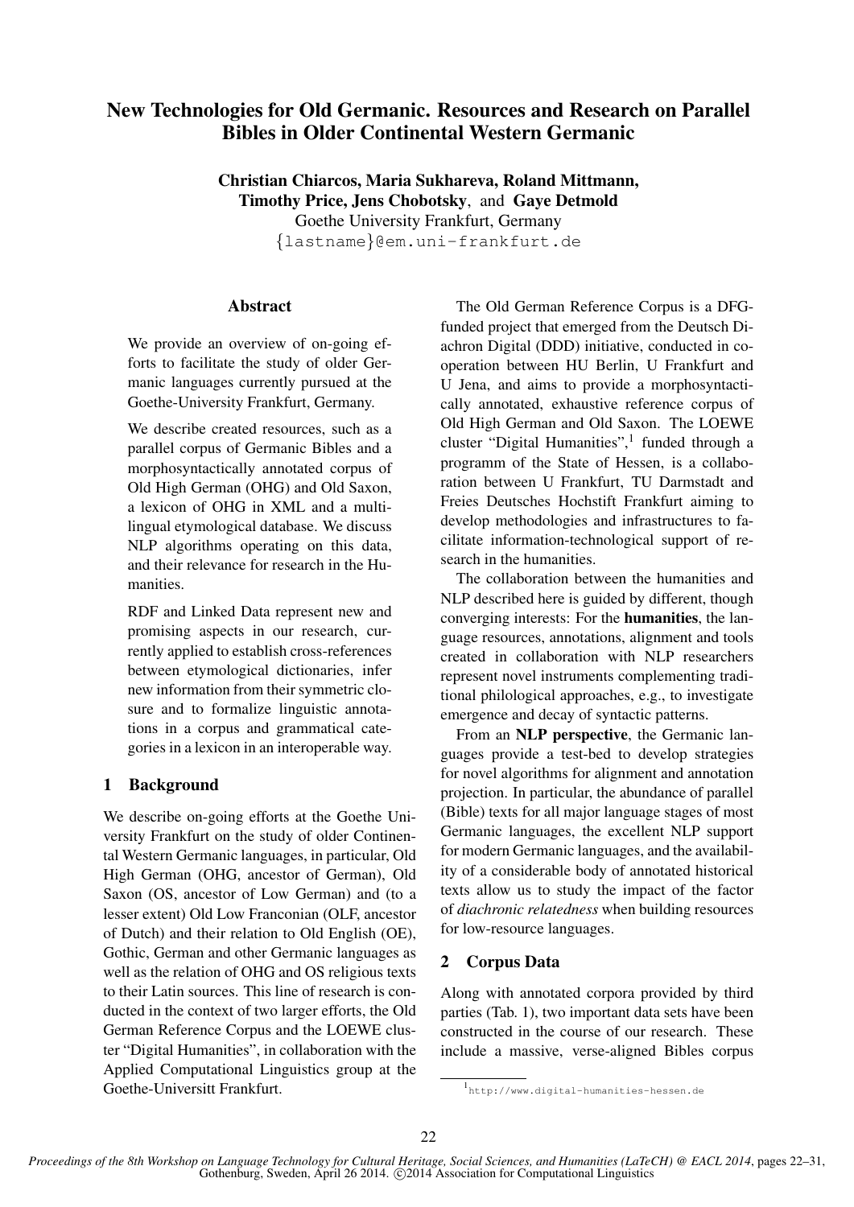# New Technologies for Old Germanic. Resources and Research on Parallel Bibles in Older Continental Western Germanic

**Christian Chiarcos, Maria Sukhareva, Roland Mittmann, Timothy Price, Jens Chobotsky, and Gaye Detmold**

Goethe University Frankfurt, Germany

{lastname}@em.uni-frankfurt.de

## Abstract

We provide an overview of on-going efforts to facilitate the study of older Germanic languages currently pursued at the Goethe-University Frankfurt, Germany.

We describe created resources, such as a parallel corpus of Germanic Bibles and a morphosyntactically annotated corpus of Old High German (OHG) and Old Saxon, a lexicon of OHG in XML and a multilingual etymological database. We discuss NLP algorithms operating on this data, and their relevance for research in the Humanities.

RDF and Linked Data represent new and promising aspects in our research, currently applied to establish cross-references between etymological dictionaries, infer new information from their symmetric closure and to formalize linguistic annotations in a corpus and grammatical categories in a lexicon in an interoperable way.

## 1 Background

We describe on-going efforts at the Goethe University Frankfurt on the study of older Continental Western Germanic languages, in particular, Old High German (OHG, ancestor of German), Old Saxon (OS, ancestor of Low German) and (to a lesser extent) Old Low Franconian (OLF, ancestor of Dutch) and their relation to Old English (OE), Gothic, German and other Germanic languages as well as the relation of OHG and OS religious texts to their Latin sources. This line of research is conducted in the context of two larger efforts, the Old German Reference Corpus and the LOEWE cluster "Digital Humanities", in collaboration with the Applied Computational Linguistics group at the Goethe-Universitt Frankfurt.

The Old German Reference Corpus is a DFG-funded project that emerged from the Deutsch Diachron Digital (DDD) initiative, conducted in cooperation between HU Berlin, U Frankfurt and U Jena, and aims to provide a morphosyntactically annotated, exhaustive reference corpus of Old High German and Old Saxon. The LOEWE cluster "Digital Humanities",[1] funded through a programm of the State of Hessen, is a collaboration between U Frankfurt, TU Darmstadt and Freies Deutsches Hochstift Frankfurt aiming to develop methodologies and infrastructures to facilitate information-technological support of research in the humanities.

The collaboration between the humanities and NLP described here is guided by different, though converging interests: For the **humanities**, the language resources, annotations, alignment and tools created in collaboration with NLP researchers represent novel instruments complementing traditional philological approaches, e.g., to investigate emergence and decay of syntactic patterns.

From an **NLP perspective**, the Germanic languages provide a test-bed to develop strategies for novel algorithms for alignment and annotation projection. In particular, the abundance of parallel (Bible) texts for all major language stages of most Germanic languages, the excellent NLP support for modern Germanic languages, and the availability of a considerable body of annotated historical texts allow us to study the impact of the factor of *diachronic relatedness* when building resources for low-resource languages.

## 2 Corpus Data

Along with annotated corpora provided by third parties (Tab. 1), two important data sets have been constructed in the course of our research. These include a massive, verse-aligned Bibles corpus

[1] http://www.digital-humanities-hessen.de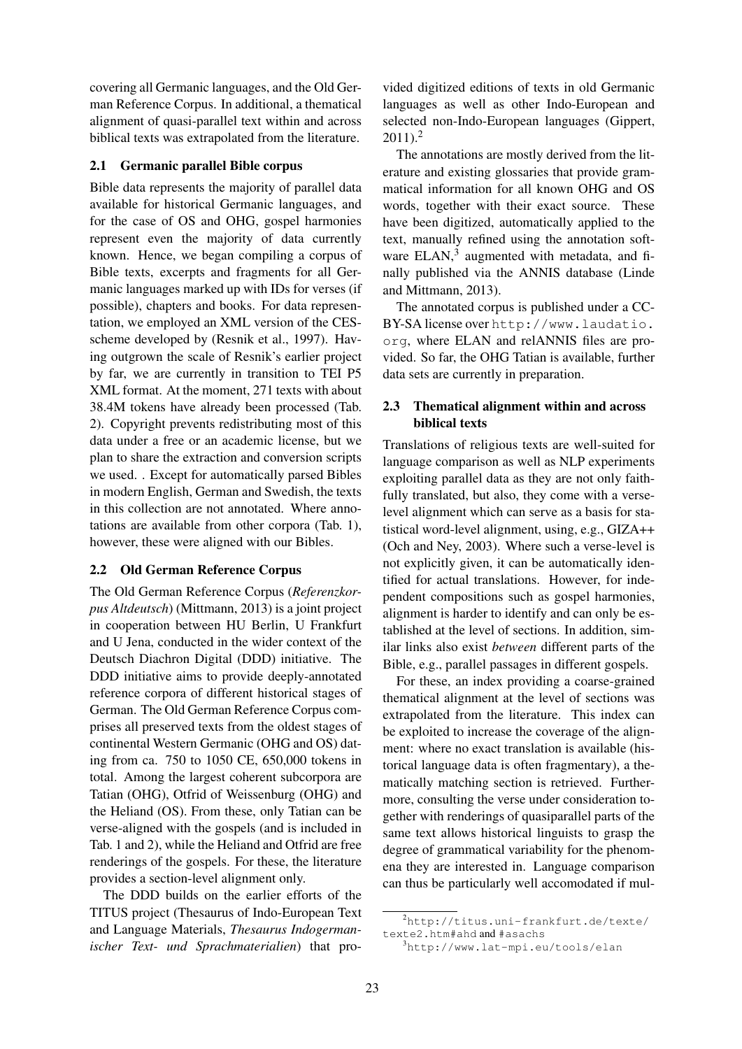covering all Germanic languages, and the Old German Reference Corpus. In additional, a thematical alignment of quasi-parallel text within and across biblical texts was extrapolated from the literature.

### 2.1 Germanic parallel Bible corpus

Bible data represents the majority of parallel data available for historical Germanic languages, and for the case of OS and OHG, gospel harmonies represent even the majority of data currently known. Hence, we began compiling a corpus of Bible texts, excerpts and fragments for all Germanic languages marked up with IDs for verses (if possible), chapters and books. For data representation, we employed an XML version of the CES-scheme developed by (Resnik et al., 1997). Having outgrown the scale of Resnik's earlier project by far, we are currently in transition to TEI P5 XML format. At the moment, 271 texts with about 38.4M tokens have already been processed (Tab. 2). Copyright prevents redistributing most of this data under a free or an academic license, but we plan to share the extraction and conversion scripts we used. . Except for automatically parsed Bibles in modern English, German and Swedish, the texts in this collection are not annotated. Where annotations are available from other corpora (Tab. 1), however, these were aligned with our Bibles.

### 2.2 Old German Reference Corpus

The Old German Reference Corpus (*Referenzkorpus Altdeutsch*) (Mittmann, 2013) is a joint project in cooperation between HU Berlin, U Frankfurt and U Jena, conducted in the wider context of the Deutsch Diachron Digital (DDD) initiative. The DDD initiative aims to provide deeply-annotated reference corpora of different historical stages of German. The Old German Reference Corpus comprises all preserved texts from the oldest stages of continental Western Germanic (OHG and OS) dating from ca. 750 to 1050 CE, 650,000 tokens in total. Among the largest coherent subcorpora are Tatian (OHG), Otfrid of Weissenburg (OHG) and the Heliand (OS). From these, only Tatian can be verse-aligned with the gospels (and is included in Tab. 1 and 2), while the Heliand and Otfrid are free renderings of the gospels. For these, the literature provides a section-level alignment only.

The DDD builds on the earlier efforts of the TITUS project (Thesaurus of Indo-European Text and Language Materials, *Thesaurus Indogermanischer Text- und Sprachmaterialien*) that provided digitized editions of texts in old Germanic languages as well as other Indo-European and selected non-Indo-European languages (Gippert, 2011).[2]

The annotations are mostly derived from the literature and existing glossaries that provide grammatical information for all known OHG and OS words, together with their exact source. These have been digitized, automatically applied to the text, manually refined using the annotation software ELAN,[3] augmented with metadata, and finally published via the ANNIS database (Linde and Mittmann, 2013).

The annotated corpus is published under a CC-BY-SA license over http://www.laudatio.org, where ELAN and relANNIS files are provided. So far, the OHG Tatian is available, further data sets are currently in preparation.

### 2.3 Thematical alignment within and across biblical texts

Translations of religious texts are well-suited for language comparison as well as NLP experiments exploiting parallel data as they are not only faithfully translated, but also, they come with a verse-level alignment which can serve as a basis for statistical word-level alignment, using, e.g., GIZA++ (Och and Ney, 2003). Where such a verse-level is not explicitly given, it can be automatically identified for actual translations. However, for independent compositions such as gospel harmonies, alignment is harder to identify and can only be established at the level of sections. In addition, similar links also exist *between* different parts of the Bible, e.g., parallel passages in different gospels.

For these, an index providing a coarse-grained thematical alignment at the level of sections was extrapolated from the literature. This index can be exploited to increase the coverage of the alignment: where no exact translation is available (historical language data is often fragmentary), a thematically matching section is retrieved. Furthermore, consulting the verse under consideration together with renderings of quasiparallel parts of the same text allows historical linguists to grasp the degree of grammatical variability for the phenomena they are interested in. Language comparison can thus be particularly well accomodated if mul-

[2] http://titus.uni-frankfurt.de/texte/texte2.htm#ahd and #asachs

[3] http://www.lat-mpi.eu/tools/elan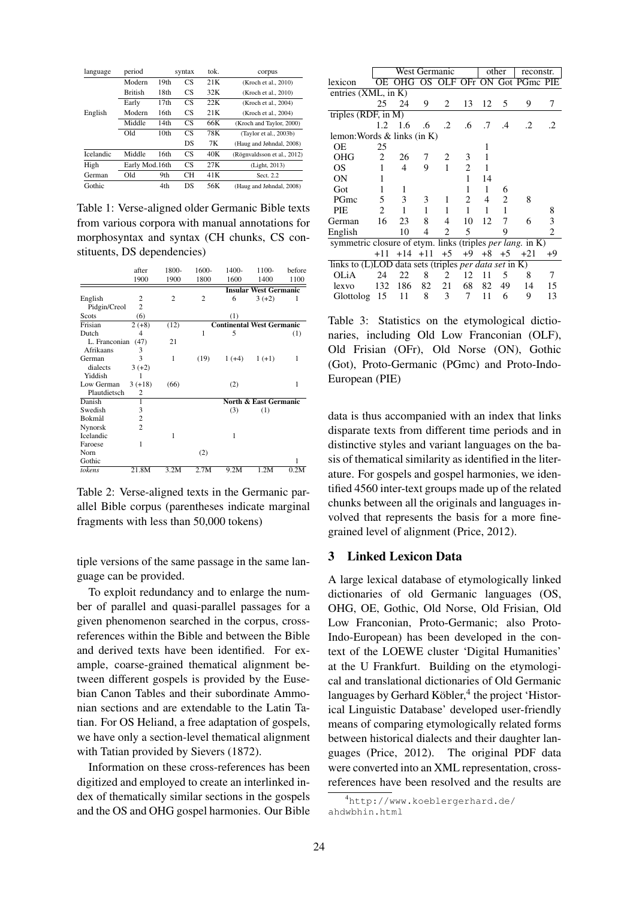| language | period | | syntax | tok. | corpus |
|---|---|---|---|---|---|
| English | Modern | 19th | CS | 21K | (Kroch et al., 2010) |
| | British | 18th | CS | 32K | (Kroch et al., 2010) |
| | Early | 17th | CS | 22K | (Kroch et al., 2004) |
| | Modern | 16th | CS | 21K | (Kroch et al., 2004) |
| | Middle | 14th | CS | 66K | (Kroch and Taylor, 2000) |
| | Old | 10th | CS | 78K | (Taylor et al., 2003b) |
| | | | DS | 7K | (Haug and Jøhndal, 2008) |
| Icelandic | Middle | 16th | CS | 40K | (Rögnvaldsson et al., 2012) |
| High | Early Mod. | 16th | CS | 27K | (Light, 2013) |
| German | Old | 9th | CH | 41K | Sect. 2.2 |
| Gothic | | 4th | DS | 56K | (Haug and Jøhndal, 2008) |

Table 1: Verse-aligned older Germanic Bible texts from various corpora with manual annotations for morphosyntax and syntax (CH chunks, CS constituents, DS dependencies)

| | after 1900 | 1800-1900 | 1600-1800 | 1400-1600 | 1100-1400 | before 1100 |
|---|---|---|---|---|---|---|
| | | | | **Insular West Germanic** | | |
| English | 2 | 2 | 2 | 6 | 3 (+2) | 1 |
| Pidgin/Creol | 2 | | | | | |
| Scots | (6) | | | (1) | | |
| Frisian | 2 (+8) | (12) | | **Continental West Germanic** | | |
| Dutch | 4 | | 1 | 5 | | (1) |
| L. Franconian | (47) | 21 | | | | |
| Afrikaans | 3 | | | | | |
| German | 3 | 1 | (19) | 1 (+4) | 1 (+1) | 1 |
| dialects | 3 (+2) | | | | | |
| Yiddish | 1 | | | | | |
| Low German | 3 (+18) | (66) | | (2) | | 1 |
| Plautdietsch | 2 | | | | | |
| Danish | 1 | | | **North & East Germanic** | | |
| Swedish | 3 | | | (3) | (1) | |
| Bokmål | 2 | | | | | |
| Nynorsk | 2 | | | | | |
| Icelandic | | 1 | | 1 | | |
| Faroese | 1 | | | | | |
| Norn | | | (2) | | | |
| Gothic | | | | | | 1 |
| *tokens* | 21.8M | 3.2M | 2.7M | 9.2M | 1.2M | 0.2M |

Table 2: Verse-aligned texts in the Germanic parallel Bible corpus (parentheses indicate marginal fragments with less than 50,000 tokens)

tiple versions of the same passage in the same language can be provided.

To exploit redundancy and to enlarge the number of parallel and quasi-parallel passages for a given phenomenon searched in the corpus, cross-references within the Bible and between the Bible and derived texts have been identified. For example, coarse-grained thematical alignment between different gospels is provided by the Eusebian Canon Tables and their subordinate Ammonian sections and are extendable to the Latin Tatian. For OS Heliand, a free adaptation of gospels, we have only a section-level thematical alignment with Tatian provided by Sievers (1872).

Information on these cross-references has been digitized and employed to create an interlinked index of thematically similar sections in the gospels and the OS and OHG gospel harmonies. Our Bible

| | West Germanic | | | | | other | | reconstr. | |
|---|---|---|---|---|---|---|---|---|---|
| lexicon | OE | OHG | OS | OLF | OFr | ON | Got | PGmc | PIE |
| entries (XML, in K) | | | | | | | | | |
| | 25 | 24 | 9 | 2 | 13 | 12 | 5 | 9 | 7 |
| triples (RDF, in M) | | | | | | | | | |
| | 1.2 | 1.6 | .6 | .2 | .6 | .7 | .4 | .2 | .2 |
| lemon:Words & links (in K) | | | | | | | | | |
| OE | 25 | | | | | 1 | | | |
| OHG | 2 | 26 | 7 | 2 | 3 | 1 | | | |
| OS | 1 | 4 | 9 | 1 | 2 | 1 | | | |
| ON | 1 | | | | 1 | 14 | | | |
| Got | 1 | 1 | | | 1 | 1 | 6 | | |
| PGmc | 5 | 3 | 3 | 1 | 2 | 4 | 2 | 8 | |
| PIE | 2 | 1 | 1 | 1 | 1 | 1 | 1 | | 8 |
| German | 16 | 23 | 8 | 4 | 10 | 12 | 7 | 6 | 3 |
| English | | 10 | 4 | 2 | 5 | | 9 | | 2 |
| symmetric closure of etym. links (triples *per lang.* in K) | | | | | | | | | |
| | +11 | +14 | +11 | +5 | +9 | +8 | +5 | +21 | +9 |
| links to (L)LOD data sets (triples *per data set* in K) | | | | | | | | | |
| OLiA | 24 | 22 | 8 | 2 | 12 | 11 | 5 | 8 | 7 |
| lexvo | 132 | 186 | 82 | 21 | 68 | 82 | 49 | 14 | 15 |
| Glottolog | 15 | 11 | 8 | 3 | 7 | 11 | 6 | 9 | 13 |

Table 3: Statistics on the etymological dictionaries, including Old Low Franconian (OLF), Old Frisian (OFr), Old Norse (ON), Gothic (Got), Proto-Germanic (PGmc) and Proto-Indo-European (PIE)

data is thus accompanied with an index that links disparate texts from different time periods and in distinctive styles and variant languages on the basis of thematical similarity as identified in the literature. For gospels and gospel harmonies, we identified 4560 inter-text groups made up of the related chunks between all the originals and languages involved that represents the basis for a more fine-grained level of alignment (Price, 2012).

## 3 Linked Lexicon Data

A large lexical database of etymologically linked dictionaries of old Germanic languages (OS, OHG, OE, Gothic, Old Norse, Old Frisian, Old Low Franconian, Proto-Germanic; also Proto-Indo-European) has been developed in the context of the LOEWE cluster 'Digital Humanities' at the U Frankfurt. Building on the etymological and translational dictionaries of Old Germanic languages by Gerhard Köbler,[4] the project 'Historical Linguistic Database' developed user-friendly means of comparing etymologically related forms between historical dialects and their daughter languages (Price, 2012). The original PDF data were converted into an XML representation, cross-references have been resolved and the results are

[4] http://www.koeblergerhard.de/ahdwbhin.html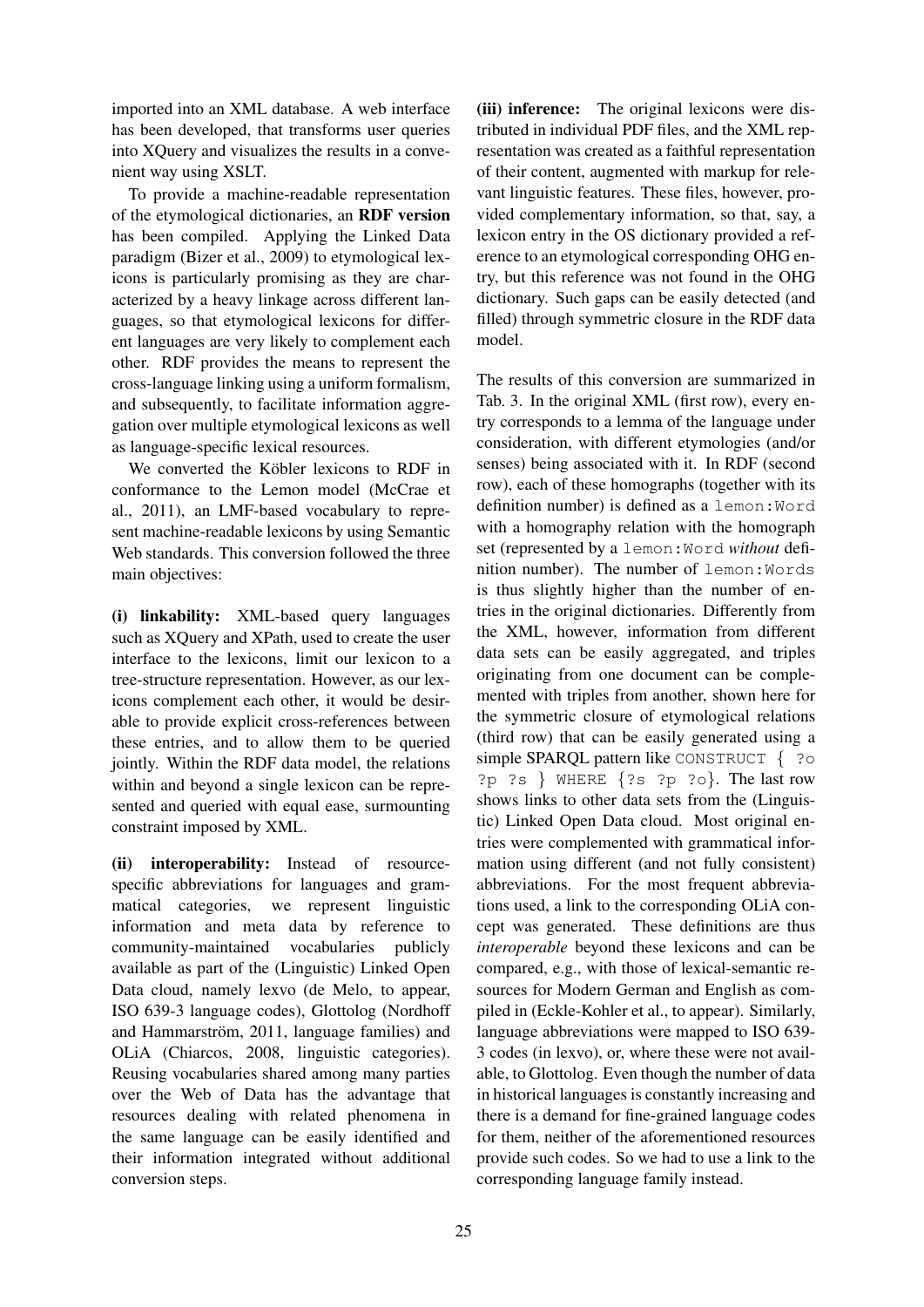imported into an XML database. A web interface has been developed, that transforms user queries into XQuery and visualizes the results in a convenient way using XSLT.

To provide a machine-readable representation of the etymological dictionaries, an **RDF version** has been compiled. Applying the Linked Data paradigm (Bizer et al., 2009) to etymological lexicons is particularly promising as they are characterized by a heavy linkage across different languages, so that etymological lexicons for different languages are very likely to complement each other. RDF provides the means to represent the cross-language linking using a uniform formalism, and subsequently, to facilitate information aggregation over multiple etymological lexicons as well as language-specific lexical resources.

We converted the Köbler lexicons to RDF in conformance to the Lemon model (McCrae et al., 2011), an LMF-based vocabulary to represent machine-readable lexicons by using Semantic Web standards. This conversion followed the three main objectives:

**(i) linkability:** XML-based query languages such as XQuery and XPath, used to create the user interface to the lexicons, limit our lexicon to a tree-structure representation. However, as our lexicons complement each other, it would be desirable to provide explicit cross-references between these entries, and to allow them to be queried jointly. Within the RDF data model, the relations within and beyond a single lexicon can be represented and queried with equal ease, surmounting constraint imposed by XML.

**(ii) interoperability:** Instead of resource-specific abbreviations for languages and grammatical categories, we represent linguistic information and meta data by reference to community-maintained vocabularies publicly available as part of the (Linguistic) Linked Open Data cloud, namely lexvo (de Melo, to appear, ISO 639-3 language codes), Glottolog (Nordhoff and Hammarström, 2011, language families) and OLiA (Chiarcos, 2008, linguistic categories). Reusing vocabularies shared among many parties over the Web of Data has the advantage that resources dealing with related phenomena in the same language can be easily identified and their information integrated without additional conversion steps.

**(iii) inference:** The original lexicons were distributed in individual PDF files, and the XML representation was created as a faithful representation of their content, augmented with markup for relevant linguistic features. These files, however, provided complementary information, so that, say, a lexicon entry in the OS dictionary provided a reference to an etymological corresponding OHG entry, but this reference was not found in the OHG dictionary. Such gaps can be easily detected (and filled) through symmetric closure in the RDF data model.

The results of this conversion are summarized in Tab. 3. In the original XML (first row), every entry corresponds to a lemma of the language under consideration, with different etymologies (and/or senses) being associated with it. In RDF (second row), each of these homographs (together with its definition number) is defined as a `lemon:Word` with a homography relation with the homograph set (represented by a `lemon:Word` *without* definition number). The number of `lemon:Words` is thus slightly higher than the number of entries in the original dictionaries. Differently from the XML, however, information from different data sets can be easily aggregated, and triples originating from one document can be complemented with triples from another, shown here for the symmetric closure of etymological relations (third row) that can be easily generated using a simple SPARQL pattern like `CONSTRUCT { ?o ?p ?s } WHERE {?s ?p ?o}`. The last row shows links to other data sets from the (Linguistic) Linked Open Data cloud. Most original entries were complemented with grammatical information using different (and not fully consistent) abbreviations. For the most frequent abbreviations used, a link to the corresponding OLiA concept was generated. These definitions are thus *interoperable* beyond these lexicons and can be compared, e.g., with those of lexical-semantic resources for Modern German and English as compiled in (Eckle-Kohler et al., to appear). Similarly, language abbreviations were mapped to ISO 639-3 codes (in lexvo), or, where these were not available, to Glottolog. Even though the number of data in historical languages is constantly increasing and there is a demand for fine-grained language codes for them, neither of the aforementioned resources provide such codes. So we had to use a link to the corresponding language family instead.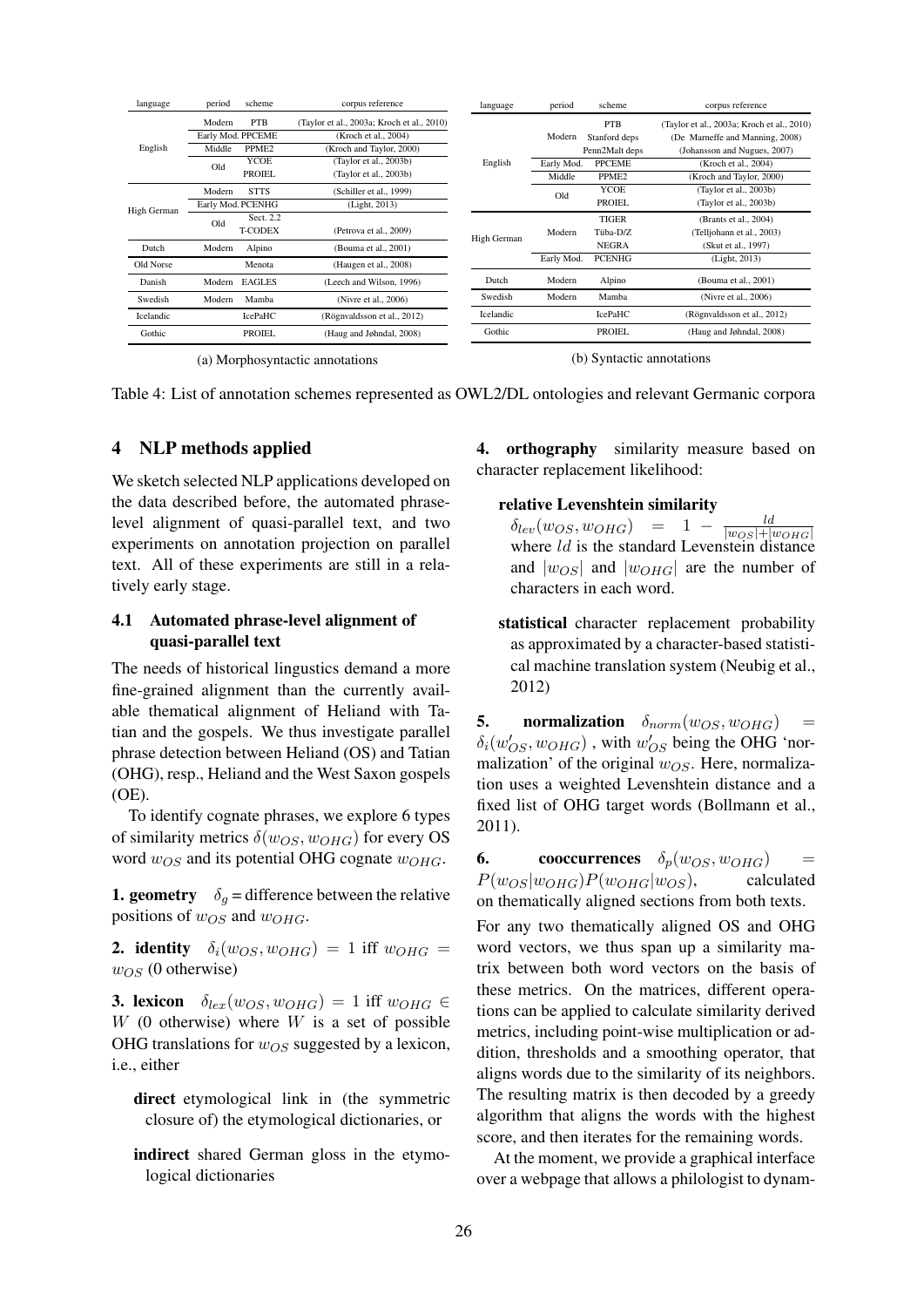| language | period | scheme | corpus reference |
|---|---|---|---|
| English | Modern | PTB | (Taylor et al., 2003a; Kroch et al., 2010) |
| | Early Mod. | PPCEME | (Kroch et al., 2004) |
| | Middle | PPME2 | (Kroch and Taylor, 2000) |
| | Old | YCOE | (Taylor et al., 2003b) |
| | | PROIEL | (Taylor et al., 2003b) |
| High German | Modern | STTS | (Schiller et al., 1999) |
| | Early Mod. | PCENHG | (Light, 2013) |
| | Old | Sect. 2.2 | |
| | | T-CODEX | (Petrova et al., 2009) |
| Dutch | Modern | Alpino | (Bouma et al., 2001) |
| Old Norse | | Menota | (Haugen et al., 2008) |
| Danish | Modern | EAGLES | (Leech and Wilson, 1996) |
| Swedish | Modern | Mamba | (Nivre et al., 2006) |
| Icelandic | | IcePaHC | (Rögnvaldsson et al., 2012) |
| Gothic | | PROIEL | (Haug and Jøhndal, 2008) |

(a) Morphosyntactic annotations

| language | period | scheme | corpus reference |
|---|---|---|---|
| English | Modern | PTB | (Taylor et al., 2003a; Kroch et al., 2010) |
| | | Stanford deps | (De Marneffe and Manning, 2008) |
| | | Penn2Malt deps | (Johansson and Nugues, 2007) |
| | Early Mod. | PPCEME | (Kroch et al., 2004) |
| | Middle | PPME2 | (Kroch and Taylor, 2000) |
| | Old | YCOE | (Taylor et al., 2003b) |
| | | PROIEL | (Taylor et al., 2003b) |
| High German | Modern | TIGER | (Brants et al., 2004) |
| | | Tüba-D/Z | (Telljohann et al., 2003) |
| | | NEGRA | (Skut et al., 1997) |
| | Early Mod. | PCENHG | (Light, 2013) |
| Dutch | Modern | Alpino | (Bouma et al., 2001) |
| Swedish | Modern | Mamba | (Nivre et al., 2006) |
| Icelandic | | IcePaHC | (Rögnvaldsson et al., 2012) |
| Gothic | | PROIEL | (Haug and Jøhndal, 2008) |

(b) Syntactic annotations

Table 4: List of annotation schemes represented as OWL2/DL ontologies and relevant Germanic corpora

## 4 NLP methods applied

We sketch selected NLP applications developed on the data described before, the automated phrase-level alignment of quasi-parallel text, and two experiments on annotation projection on parallel text. All of these experiments are still in a relatively early stage.

### 4.1 Automated phrase-level alignment of quasi-parallel text

The needs of historical lingustics demand a more fine-grained alignment than the currently available thematical alignment of Heliand with Tatian and the gospels. We thus investigate parallel phrase detection between Heliand (OS) and Tatian (OHG), resp., Heliand and the West Saxon gospels (OE).

To identify cognate phrases, we explore 6 types of similarity metrics $\delta(w_{OS}, w_{OHG})$ for every OS word $w_{OS}$ and its potential OHG cognate $w_{OHG}$.

**1. geometry** $\delta_g$ = difference between the relative positions of $w_{OS}$ and $w_{OHG}$.

**2. identity** $\delta_i(w_{OS}, w_{OHG}) = 1$ iff $w_{OHG} = w_{OS}$ (0 otherwise)

**3. lexicon** $\delta_{lex}(w_{OS}, w_{OHG}) = 1$ iff $w_{OHG} \in W$ (0 otherwise) where $W$ is a set of possible OHG translations for $w_{OS}$ suggested by a lexicon, i.e., either

- **direct** etymological link in (the symmetric closure of) the etymological dictionaries, or
- **indirect** shared German gloss in the etymological dictionaries

**4. orthography** similarity measure based on character replacement likelihood:

- **relative Levenshtein similarity** $\delta_{lev}(w_{OS}, w_{OHG}) = 1 - \frac{ld}{|w_{OS}|+|w_{OHG}|}$ where $ld$ is the standard Levenstein distance and $|w_{OS}|$ and $|w_{OHG}|$ are the number of characters in each word.
- **statistical** character replacement probability as approximated by a character-based statistical machine translation system (Neubig et al., 2012)

**5. normalization** $\delta_{norm}(w_{OS}, w_{OHG}) = \delta_i(w'_{OS}, w_{OHG})$ , with $w'_{OS}$ being the OHG 'normalization' of the original $w_{OS}$. Here, normalization uses a weighted Levenshtein distance and a fixed list of OHG target words (Bollmann et al., 2011).

**6. cooccurrences** $\delta_p(w_{OS}, w_{OHG}) = P(w_{OS}|w_{OHG})P(w_{OHG}|w_{OS})$, calculated on thematically aligned sections from both texts.

For any two thematically aligned OS and OHG word vectors, we thus span up a similarity matrix between both word vectors on the basis of these metrics. On the matrices, different operations can be applied to calculate similarity derived metrics, including point-wise multiplication or addition, thresholds and a smoothing operator, that aligns words due to the similarity of its neighbors. The resulting matrix is then decoded by a greedy algorithm that aligns the words with the highest score, and then iterates for the remaining words.

At the moment, we provide a graphical interface over a webpage that allows a philologist to dynam-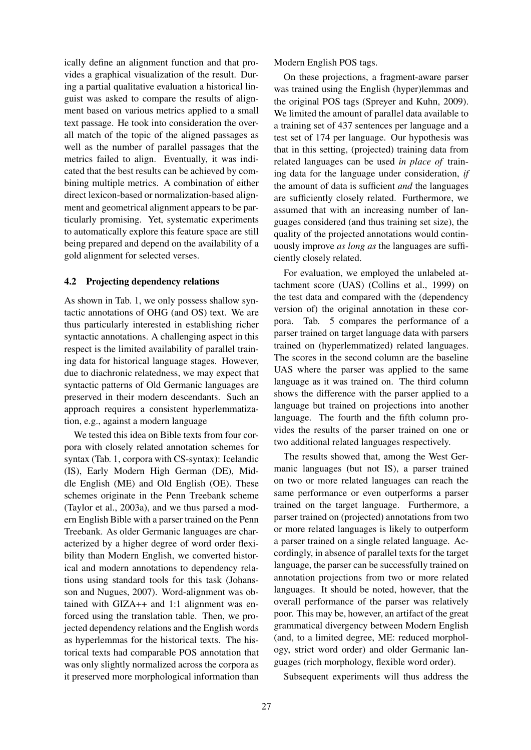ically define an alignment function and that provides a graphical visualization of the result. During a partial qualitative evaluation a historical linguist was asked to compare the results of alignment based on various metrics applied to a small text passage. He took into consideration the overall match of the topic of the aligned passages as well as the number of parallel passages that the metrics failed to align. Eventually, it was indicated that the best results can be achieved by combining multiple metrics. A combination of either direct lexicon-based or normalization-based alignment and geometrical alignment appears to be particularly promising. Yet, systematic experiments to automatically explore this feature space are still being prepared and depend on the availability of a gold alignment for selected verses.

### 4.2 Projecting dependency relations

As shown in Tab. 1, we only possess shallow syntactic annotations of OHG (and OS) text. We are thus particularly interested in establishing richer syntactic annotations. A challenging aspect in this respect is the limited availability of parallel training data for historical language stages. However, due to diachronic relatedness, we may expect that syntactic patterns of Old Germanic languages are preserved in their modern descendants. Such an approach requires a consistent hyperlemmatization, e.g., against a modern language

We tested this idea on Bible texts from four corpora with closely related annotation schemes for syntax (Tab. 1, corpora with CS-syntax): Icelandic (IS), Early Modern High German (DE), Middle English (ME) and Old English (OE). These schemes originate in the Penn Treebank scheme (Taylor et al., 2003a), and we thus parsed a modern English Bible with a parser trained on the Penn Treebank. As older Germanic languages are characterized by a higher degree of word order flexibility than Modern English, we converted historical and modern annotations to dependency relations using standard tools for this task (Johansson and Nugues, 2007). Word-alignment was obtained with GIZA++ and 1:1 alignment was enforced using the translation table. Then, we projected dependency relations and the English words as hyperlemmas for the historical texts. The historical texts had comparable POS annotation that was only slightly normalized across the corpora as it preserved more morphological information than Modern English POS tags.

On these projections, a fragment-aware parser was trained using the English (hyper)lemmas and the original POS tags (Spreyer and Kuhn, 2009). We limited the amount of parallel data available to a training set of 437 sentences per language and a test set of 174 per language. Our hypothesis was that in this setting, (projected) training data from related languages can be used *in place of* training data for the language under consideration, *if* the amount of data is sufficient *and* the languages are sufficiently closely related. Furthermore, we assumed that with an increasing number of languages considered (and thus training set size), the quality of the projected annotations would continuously improve *as long as* the languages are sufficiently closely related.

For evaluation, we employed the unlabeled attachment score (UAS) (Collins et al., 1999) on the test data and compared with the (dependency version of) the original annotation in these corpora. Tab. 5 compares the performance of a parser trained on target language data with parsers trained on (hyperlemmatized) related languages. The scores in the second column are the baseline UAS where the parser was applied to the same language as it was trained on. The third column shows the difference with the parser applied to a language but trained on projections into another language. The fourth and the fifth column provides the results of the parser trained on one or two additional related languages respectively.

The results showed that, among the West Germanic languages (but not IS), a parser trained on two or more related languages can reach the same performance or even outperforms a parser trained on the target language. Furthermore, a parser trained on (projected) annotations from two or more related languages is likely to outperform a parser trained on a single related language. Accordingly, in absence of parallel texts for the target language, the parser can be successfully trained on annotation projections from two or more related languages. It should be noted, however, that the overall performance of the parser was relatively poor. This may be, however, an artifact of the great grammatical divergency between Modern English (and, to a limited degree, ME: reduced morphology, strict word order) and older Germanic languages (rich morphology, flexible word order).

Subsequent experiments will thus address the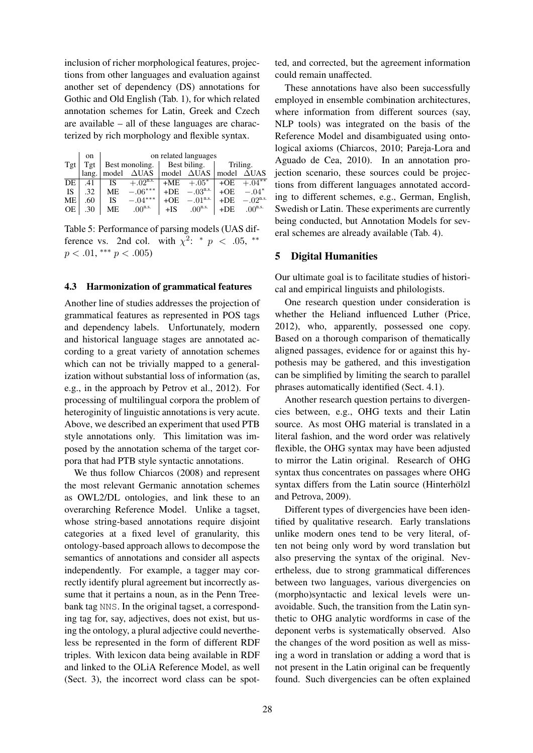inclusion of richer morphological features, projections from other languages and evaluation against another set of dependency (DS) annotations for Gothic and Old English (Tab. 1), for which related annotation schemes for Latin, Greek and Czech are available – all of these languages are characterized by rich morphology and flexible syntax.

| Tgt | on Tgt lang. | on related languages | | | | | |
|---|---|---|---|---|---|---|---|
| | | Best monoling. | | Best biling. | | Triling. | |
| | | model | ΔUAS | model | ΔUAS | model | ΔUAS |
| DE | .41 | IS | $+.02^{\text{n.s.}}$ | +ME | $+.05^{*}$ | +OE | $+.04^{**}$ |
| IS | .32 | ME | $-.06^{***}$ | +DE | $-.03^{\text{n.s.}}$ | +OE | $-.04^{*}$ |
| ME | .60 | IS | $-.04^{***}$ | +OE | $-.01^{\text{n.s.}}$ | +DE | $-.02^{\text{n.s.}}$ |
| OE | .30 | ME | $.00^{\text{n.s.}}$ | +IS | $.00^{\text{n.s.}}$ | +DE | $.00^{\text{n.s.}}$ |

Table 5: Performance of parsing models (UAS difference vs. 2nd col. with $\chi^2$: $^{*}$ $p < .05$, $^{**}$ $p < .01$, $^{***}$ $p < .005$)

### 4.3 Harmonization of grammatical features

Another line of studies addresses the projection of grammatical features as represented in POS tags and dependency labels. Unfortunately, modern and historical language stages are annotated according to a great variety of annotation schemes which can not be trivially mapped to a generalization without substantial loss of information (as, e.g., in the approach by Petrov et al., 2012). For processing of multilingual corpora the problem of heteroginity of linguistic annotations is very acute. Above, we described an experiment that used PTB style annotations only. This limitation was imposed by the annotation schema of the target corpora that had PTB style syntactic annotations.

We thus follow Chiarcos (2008) and represent the most relevant Germanic annotation schemes as OWL2/DL ontologies, and link these to an overarching Reference Model. Unlike a tagset, whose string-based annotations require disjoint categories at a fixed level of granularity, this ontology-based approach allows to decompose the semantics of annotations and consider all aspects independently. For example, a tagger may correctly identify plural agreement but incorrectly assume that it pertains a noun, as in the Penn Treebank tag `NNS`. In the original tagset, a corresponding tag for, say, adjectives, does not exist, but using the ontology, a plural adjective could nevertheless be represented in the form of different RDF triples. With lexicon data being available in RDF and linked to the OLiA Reference Model, as well (Sect. 3), the incorrect word class can be spotted, and corrected, but the agreement information could remain unaffected.

These annotations have also been successfully employed in ensemble combination architectures, where information from different sources (say, NLP tools) was integrated on the basis of the Reference Model and disambiguated using ontological axioms (Chiarcos, 2010; Pareja-Lora and Aguado de Cea, 2010). In an annotation projection scenario, these sources could be projections from different languages annotated according to different schemes, e.g., German, English, Swedish or Latin. These experiments are currently being conducted, but Annotation Models for several schemes are already available (Tab. 4).

## 5 Digital Humanities

Our ultimate goal is to facilitate studies of historical and empirical linguists and philologists.

One research question under consideration is whether the Heliand influenced Luther (Price, 2012), who, apparently, possessed one copy. Based on a thorough comparison of thematically aligned passages, evidence for or against this hypothesis may be gathered, and this investigation can be simplified by limiting the search to parallel phrases automatically identified (Sect. 4.1).

Another research question pertains to divergencies between, e.g., OHG texts and their Latin source. As most OHG material is translated in a literal fashion, and the word order was relatively flexible, the OHG syntax may have been adjusted to mirror the Latin original. Research of OHG syntax thus concentrates on passages where OHG syntax differs from the Latin source (Hinterhölzl and Petrova, 2009).

Different types of divergencies have been identified by qualitative research. Early translations unlike modern ones tend to be very literal, often not being only word by word translation but also preserving the syntax of the original. Nevertheless, due to strong grammatical differences between two languages, various divergencies on (morpho)syntactic and lexical levels were unavoidable. Such, the transition from the Latin synthetic to OHG analytic wordforms in case of the deponent verbs is systematically observed. Also the changes of the word position as well as missing a word in translation or adding a word that is not present in the Latin original can be frequently found. Such divergencies can be often explained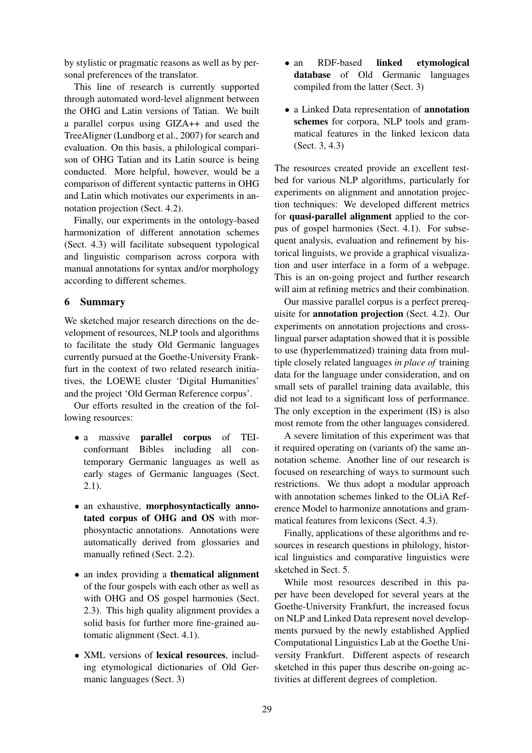by stylistic or pragmatic reasons as well as by personal preferences of the translator.

This line of research is currently supported through automated word-level alignment between the OHG and Latin versions of Tatian. We built a parallel corpus using GIZA++ and used the TreeAligner (Lundborg et al., 2007) for search and evaluation. On this basis, a philological comparison of OHG Tatian and its Latin source is being conducted. More helpful, however, would be a comparison of different syntactic patterns in OHG and Latin which motivates our experiments in annotation projection (Sect. 4.2).

Finally, our experiments in the ontology-based harmonization of different annotation schemes (Sect. 4.3) will facilitate subsequent typological and linguistic comparison across corpora with manual annotations for syntax and/or morphology according to different schemes.

## 6 Summary

We sketched major research directions on the development of resources, NLP tools and algorithms to facilitate the study Old Germanic languages currently pursued at the Goethe-University Frankfurt in the context of two related research initiatives, the LOEWE cluster 'Digital Humanities' and the project 'Old German Reference corpus'.

Our efforts resulted in the creation of the following resources:

- a massive **parallel corpus** of TEI-conformant Bibles including all contemporary Germanic languages as well as early stages of Germanic languages (Sect. 2.1).
- an exhaustive, **morphosyntactically annotated corpus of OHG and OS** with morphosyntactic annotations. Annotations were automatically derived from glossaries and manually refined (Sect. 2.2).
- an index providing a **thematical alignment** of the four gospels with each other as well as with OHG and OS gospel harmonies (Sect. 2.3). This high quality alignment provides a solid basis for further more fine-grained automatic alignment (Sect. 4.1).
- XML versions of **lexical resources**, including etymological dictionaries of Old Germanic languages (Sect. 3)
- an RDF-based **linked etymological database** of Old Germanic languages compiled from the latter (Sect. 3)
- a Linked Data representation of **annotation schemes** for corpora, NLP tools and grammatical features in the linked lexicon data (Sect. 3, 4.3)

The resources created provide an excellent testbed for various NLP algorithms, particularly for experiments on alignment and annotation projection techniques: We developed different metrics for **quasi-parallel alignment** applied to the corpus of gospel harmonies (Sect. 4.1). For subsequent analysis, evaluation and refinement by historical linguists, we provide a graphical visualization and user interface in a form of a webpage. This is an on-going project and further research will aim at refining metrics and their combination.

Our massive parallel corpus is a perfect prerequisite for **annotation projection** (Sect. 4.2). Our experiments on annotation projections and cross-lingual parser adaptation showed that it is possible to use (hyperlemmatized) training data from multiple closely related languages *in place of* training data for the language under consideration, and on small sets of parallel training data available, this did not lead to a significant loss of performance. The only exception in the experiment (IS) is also most remote from the other languages considered.

A severe limitation of this experiment was that it required operating on (variants of) the same annotation scheme. Another line of our research is focused on researching of ways to surmount such restrictions. We thus adopt a modular approach with annotation schemes linked to the OLiA Reference Model to harmonize annotations and grammatical features from lexicons (Sect. 4.3).

Finally, applications of these algorithms and resources in research questions in philology, historical linguistics and comparative linguistics were sketched in Sect. 5.

While most resources described in this paper have been developed for several years at the Goethe-University Frankfurt, the increased focus on NLP and Linked Data represent novel developments pursued by the newly established Applied Computational Linguistics Lab at the Goethe University Frankfurt. Different aspects of research sketched in this paper thus describe on-going activities at different degrees of completion.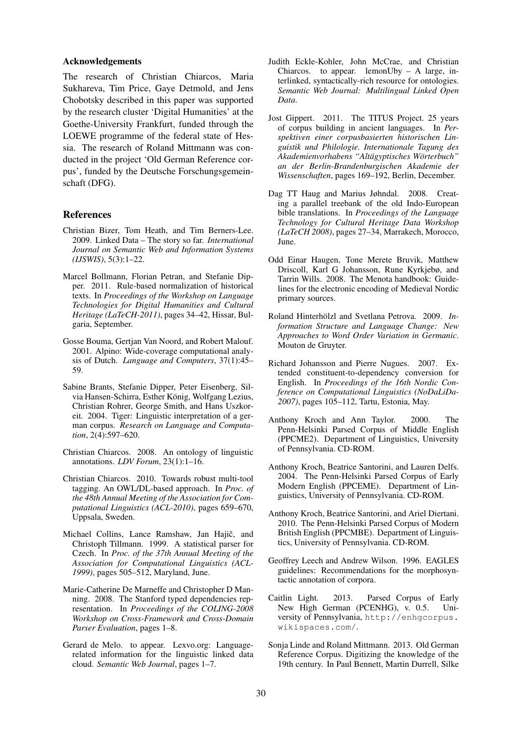## Acknowledgements

The research of Christian Chiarcos, Maria Sukhareva, Tim Price, Gaye Detmold, and Jens Chobotsky described in this paper was supported by the research cluster 'Digital Humanities' at the Goethe-University Frankfurt, funded through the LOEWE programme of the federal state of Hessia. The research of Roland Mittmann was conducted in the project 'Old German Reference corpus', funded by the Deutsche Forschungsgemeinschaft (DFG).

## References

Christian Bizer, Tom Heath, and Tim Berners-Lee. 2009. Linked Data – The story so far. *International Journal on Semantic Web and Information Systems (IJSWIS)*, 5(3):1–22.

Marcel Bollmann, Florian Petran, and Stefanie Dipper. 2011. Rule-based normalization of historical texts. In *Proceedings of the Workshop on Language Technologies for Digital Humanities and Cultural Heritage (LaTeCH-2011)*, pages 34–42, Hissar, Bulgaria, September.

Gosse Bouma, Gertjan Van Noord, and Robert Malouf. 2001. Alpino: Wide-coverage computational analysis of Dutch. *Language and Computers*, 37(1):45–59.

Sabine Brants, Stefanie Dipper, Peter Eisenberg, Silvia Hansen-Schirra, Esther König, Wolfgang Lezius, Christian Rohrer, George Smith, and Hans Uszkoreit. 2004. Tiger: Linguistic interpretation of a german corpus. *Research on Language and Computation*, 2(4):597–620.

Christian Chiarcos. 2008. An ontology of linguistic annotations. *LDV Forum*, 23(1):1–16.

Christian Chiarcos. 2010. Towards robust multi-tool tagging. An OWL/DL-based approach. In *Proc. of the 48th Annual Meeting of the Association for Computational Linguistics (ACL-2010)*, pages 659–670, Uppsala, Sweden.

Michael Collins, Lance Ramshaw, Jan Hajič, and Christoph Tillmann. 1999. A statistical parser for Czech. In *Proc. of the 37th Annual Meeting of the Association for Computational Linguistics (ACL-1999)*, pages 505–512, Maryland, June.

Marie-Catherine De Marneffe and Christopher D Manning. 2008. The Stanford typed dependencies representation. In *Proceedings of the COLING-2008 Workshop on Cross-Framework and Cross-Domain Parser Evaluation*, pages 1–8.

Gerard de Melo. to appear. Lexvo.org: Language-related information for the linguistic linked data cloud. *Semantic Web Journal*, pages 1–7.

Judith Eckle-Kohler, John McCrae, and Christian Chiarcos. to appear. lemonUby – A large, interlinked, syntactically-rich resource for ontologies. *Semantic Web Journal: Multilingual Linked Open Data*.

Jost Gippert. 2011. The TITUS Project. 25 years of corpus building in ancient languages. In *Perspektiven einer corpusbasierten historischen Linguistik und Philologie. Internationale Tagung des Akademienvorhabens "Altägyptisches Wörterbuch" an der Berlin-Brandenburgischen Akademie der Wissenschaften*, pages 169–192, Berlin, December.

Dag TT Haug and Marius Jøhndal. 2008. Creating a parallel treebank of the old Indo-European bible translations. In *Proceedings of the Language Technology for Cultural Heritage Data Workshop (LaTeCH 2008)*, pages 27–34, Marrakech, Morocco, June.

Odd Einar Haugen, Tone Merete Bruvik, Matthew Driscoll, Karl G Johansson, Rune Kyrkjebø, and Tarrin Wills. 2008. The Menota handbook: Guidelines for the electronic encoding of Medieval Nordic primary sources.

Roland Hinterhölzl and Svetlana Petrova. 2009. *Information Structure and Language Change: New Approaches to Word Order Variation in Germanic*. Mouton de Gruyter.

Richard Johansson and Pierre Nugues. 2007. Extended constituent-to-dependency conversion for English. In *Proceedings of the 16th Nordic Conference on Computational Linguistics (NoDaLiDa-2007)*, pages 105–112, Tartu, Estonia, May.

Anthony Kroch and Ann Taylor. 2000. The Penn-Helsinki Parsed Corpus of Middle English (PPCME2). Department of Linguistics, University of Pennsylvania. CD-ROM.

Anthony Kroch, Beatrice Santorini, and Lauren Delfs. 2004. The Penn-Helsinki Parsed Corpus of Early Modern English (PPCEME). Department of Linguistics, University of Pennsylvania. CD-ROM.

Anthony Kroch, Beatrice Santorini, and Ariel Diertani. 2010. The Penn-Helsinki Parsed Corpus of Modern British English (PPCMBE). Department of Linguistics, University of Pennsylvania. CD-ROM.

Geoffrey Leech and Andrew Wilson. 1996. EAGLES guidelines: Recommendations for the morphosyntactic annotation of corpora.

Caitlin Light. 2013. Parsed Corpus of Early New High German (PCENHG), v. 0.5. University of Pennsylvania, `http://enhgcorpus.wikispaces.com/`.

Sonja Linde and Roland Mittmann. 2013. Old German Reference Corpus. Digitizing the knowledge of the 19th century. In Paul Bennett, Martin Durrell, Silke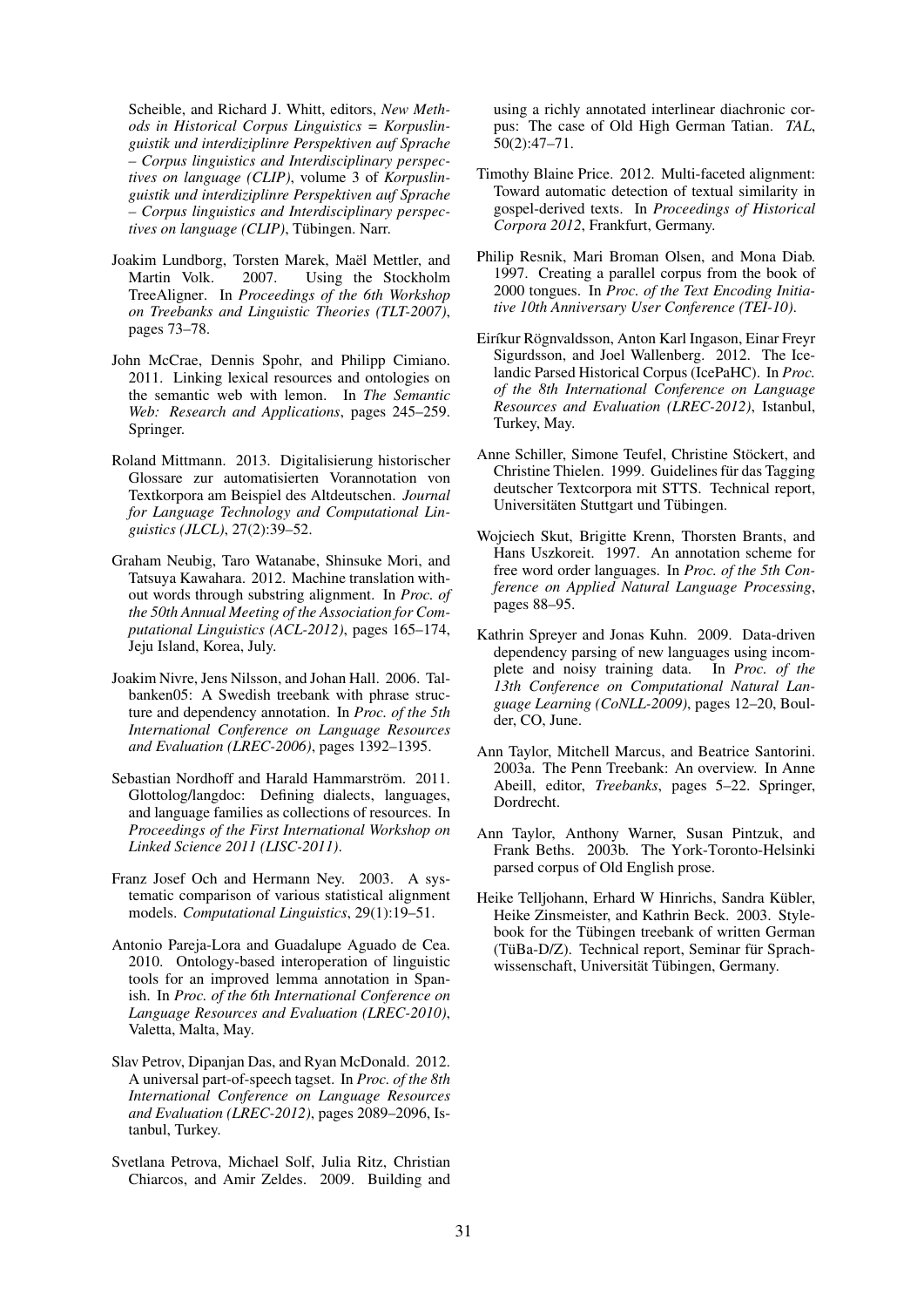Scheible, and Richard J. Whitt, editors, *New Methods in Historical Corpus Linguistics = Korpuslinguistik und interdiziplinre Perspektiven auf Sprache – Corpus linguistics and Interdisciplinary perspectives on language (CLIP)*, volume 3 of *Korpuslinguistik und interdiziplinre Perspektiven auf Sprache – Corpus linguistics and Interdisciplinary perspectives on language (CLIP)*, Tübingen. Narr.

Joakim Lundborg, Torsten Marek, Maël Mettler, and Martin Volk. 2007. Using the Stockholm TreeAligner. In *Proceedings of the 6th Workshop on Treebanks and Linguistic Theories (TLT-2007)*, pages 73–78.

John McCrae, Dennis Spohr, and Philipp Cimiano. 2011. Linking lexical resources and ontologies on the semantic web with lemon. In *The Semantic Web: Research and Applications*, pages 245–259. Springer.

Roland Mittmann. 2013. Digitalisierung historischer Glossare zur automatisierten Vorannotation von Textkorpora am Beispiel des Altdeutschen. *Journal for Language Technology and Computational Linguistics (JLCL)*, 27(2):39–52.

Graham Neubig, Taro Watanabe, Shinsuke Mori, and Tatsuya Kawahara. 2012. Machine translation without words through substring alignment. In *Proc. of the 50th Annual Meeting of the Association for Computational Linguistics (ACL-2012)*, pages 165–174, Jeju Island, Korea, July.

Joakim Nivre, Jens Nilsson, and Johan Hall. 2006. Talbanken05: A Swedish treebank with phrase structure and dependency annotation. In *Proc. of the 5th International Conference on Language Resources and Evaluation (LREC-2006)*, pages 1392–1395.

Sebastian Nordhoff and Harald Hammarström. 2011. Glottolog/langdoc: Defining dialects, languages, and language families as collections of resources. In *Proceedings of the First International Workshop on Linked Science 2011 (LISC-2011)*.

Franz Josef Och and Hermann Ney. 2003. A systematic comparison of various statistical alignment models. *Computational Linguistics*, 29(1):19–51.

Antonio Pareja-Lora and Guadalupe Aguado de Cea. 2010. Ontology-based interoperation of linguistic tools for an improved lemma annotation in Spanish. In *Proc. of the 6th International Conference on Language Resources and Evaluation (LREC-2010)*, Valetta, Malta, May.

Slav Petrov, Dipanjan Das, and Ryan McDonald. 2012. A universal part-of-speech tagset. In *Proc. of the 8th International Conference on Language Resources and Evaluation (LREC-2012)*, pages 2089–2096, Istanbul, Turkey.

Svetlana Petrova, Michael Solf, Julia Ritz, Christian Chiarcos, and Amir Zeldes. 2009. Building and using a richly annotated interlinear diachronic corpus: The case of Old High German Tatian. *TAL*, 50(2):47–71.

Timothy Blaine Price. 2012. Multi-faceted alignment: Toward automatic detection of textual similarity in gospel-derived texts. In *Proceedings of Historical Corpora 2012*, Frankfurt, Germany.

Philip Resnik, Mari Broman Olsen, and Mona Diab. 1997. Creating a parallel corpus from the book of 2000 tongues. In *Proc. of the Text Encoding Initiative 10th Anniversary User Conference (TEI-10)*.

Eiríkur Rögnvaldsson, Anton Karl Ingason, Einar Freyr Sigurdsson, and Joel Wallenberg. 2012. The Icelandic Parsed Historical Corpus (IcePaHC). In *Proc. of the 8th International Conference on Language Resources and Evaluation (LREC-2012)*, Istanbul, Turkey, May.

Anne Schiller, Simone Teufel, Christine Stöckert, and Christine Thielen. 1999. Guidelines für das Tagging deutscher Textcorpora mit STTS. Technical report, Universitäten Stuttgart und Tübingen.

Wojciech Skut, Brigitte Krenn, Thorsten Brants, and Hans Uszkoreit. 1997. An annotation scheme for free word order languages. In *Proc. of the 5th Conference on Applied Natural Language Processing*, pages 88–95.

Kathrin Spreyer and Jonas Kuhn. 2009. Data-driven dependency parsing of new languages using incomplete and noisy training data. In *Proc. of the 13th Conference on Computational Natural Language Learning (CoNLL-2009)*, pages 12–20, Boulder, CO, June.

Ann Taylor, Mitchell Marcus, and Beatrice Santorini. 2003a. The Penn Treebank: An overview. In Anne Abeill, editor, *Treebanks*, pages 5–22. Springer, Dordrecht.

Ann Taylor, Anthony Warner, Susan Pintzuk, and Frank Beths. 2003b. The York-Toronto-Helsinki parsed corpus of Old English prose.

Heike Telljohann, Erhard W Hinrichs, Sandra Kübler, Heike Zinsmeister, and Kathrin Beck. 2003. Stylebook for the Tübingen treebank of written German (TüBa-D/Z). Technical report, Seminar für Sprachwissenschaft, Universität Tübingen, Germany.